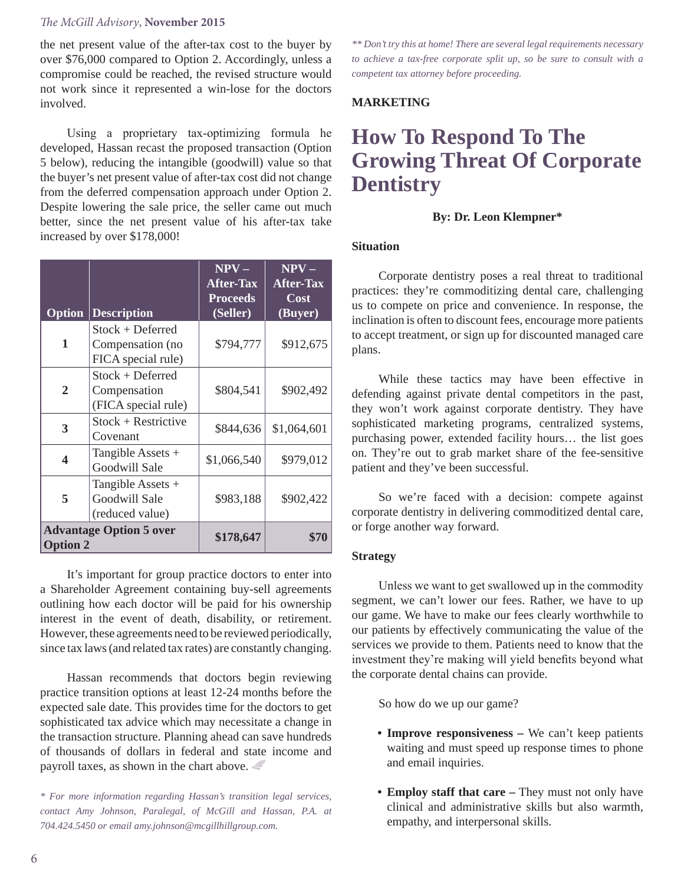the net present value of the after-tax cost to the buyer by over $76,000 compared to Option 2. Accordingly, unless a compromise could be reached, the revised structure would not work since it represented a win-lose for the doctors involved.

Using a proprietary tax-optimizing formula he developed, Hassan recast the proposed transaction (Option 5 below), reducing the intangible (goodwill) value so that the buyer's net present value of after-tax cost did not change from the deferred compensation approach under Option 2. Despite lowering the sale price, the seller came out much better, since the net present value of his after-tax take increased by over $178,000!

| Option | Description | NPV – After-Tax Proceeds (Seller) | NPV – After-Tax Cost (Buyer) |
|---|---|---|---|
| **1** | Stock + Deferred Compensation (no FICA special rule) | $794,777 | $912,675 |
| **2** | Stock + Deferred Compensation (FICA special rule) | $804,541 | $902,492 |
| **3** | Stock + Restrictive Covenant | $844,636 | $1,064,601 |
| **4** | Tangible Assets + Goodwill Sale | $1,066,540 | $979,012 |
| **5** | Tangible Assets + Goodwill Sale (reduced value) | $983,188 | $902,422 |
| **Advantage Option 5 over Option 2** | | **$178,647** | **$70** |

It's important for group practice doctors to enter into a Shareholder Agreement containing buy-sell agreements outlining how each doctor will be paid for his ownership interest in the event of death, disability, or retirement. However, these agreements need to be reviewed periodically, since tax laws (and related tax rates) are constantly changing.

Hassan recommends that doctors begin reviewing practice transition options at least 12-24 months before the expected sale date. This provides time for the doctors to get sophisticated tax advice which may necessitate a change in the transaction structure. Planning ahead can save hundreds of thousands of dollars in federal and state income and payroll taxes, as shown in the chart above.

*\* For more information regarding Hassan's transition legal services, contact Amy Johnson, Paralegal, of McGill and Hassan, P.A. at 704.424.5450 or email amy.johnson@mcgillhillgroup.com.*

*\*\* Don't try this at home! There are several legal requirements necessary to achieve a tax-free corporate split up, so be sure to consult with a competent tax attorney before proceeding.*

**MARKETING**

# How To Respond To The Growing Threat Of Corporate Dentistry

**By: Dr. Leon Klempner\***

### Situation

Corporate dentistry poses a real threat to traditional practices: they're commoditizing dental care, challenging us to compete on price and convenience. In response, the inclination is often to discount fees, encourage more patients to accept treatment, or sign up for discounted managed care plans.

While these tactics may have been effective in defending against private dental competitors in the past, they won't work against corporate dentistry. They have sophisticated marketing programs, centralized systems, purchasing power, extended facility hours… the list goes on. They're out to grab market share of the fee-sensitive patient and they've been successful.

So we're faced with a decision: compete against corporate dentistry in delivering commoditized dental care, or forge another way forward.

### Strategy

Unless we want to get swallowed up in the commodity segment, we can't lower our fees. Rather, we have to up our game. We have to make our fees clearly worthwhile to our patients by effectively communicating the value of the services we provide to them. Patients need to know that the investment they're making will yield benefits beyond what the corporate dental chains can provide.

So how do we up our game?

- **Improve responsiveness –** We can't keep patients waiting and must speed up response times to phone and email inquiries.
- **Employ staff that care –** They must not only have clinical and administrative skills but also warmth, empathy, and interpersonal skills.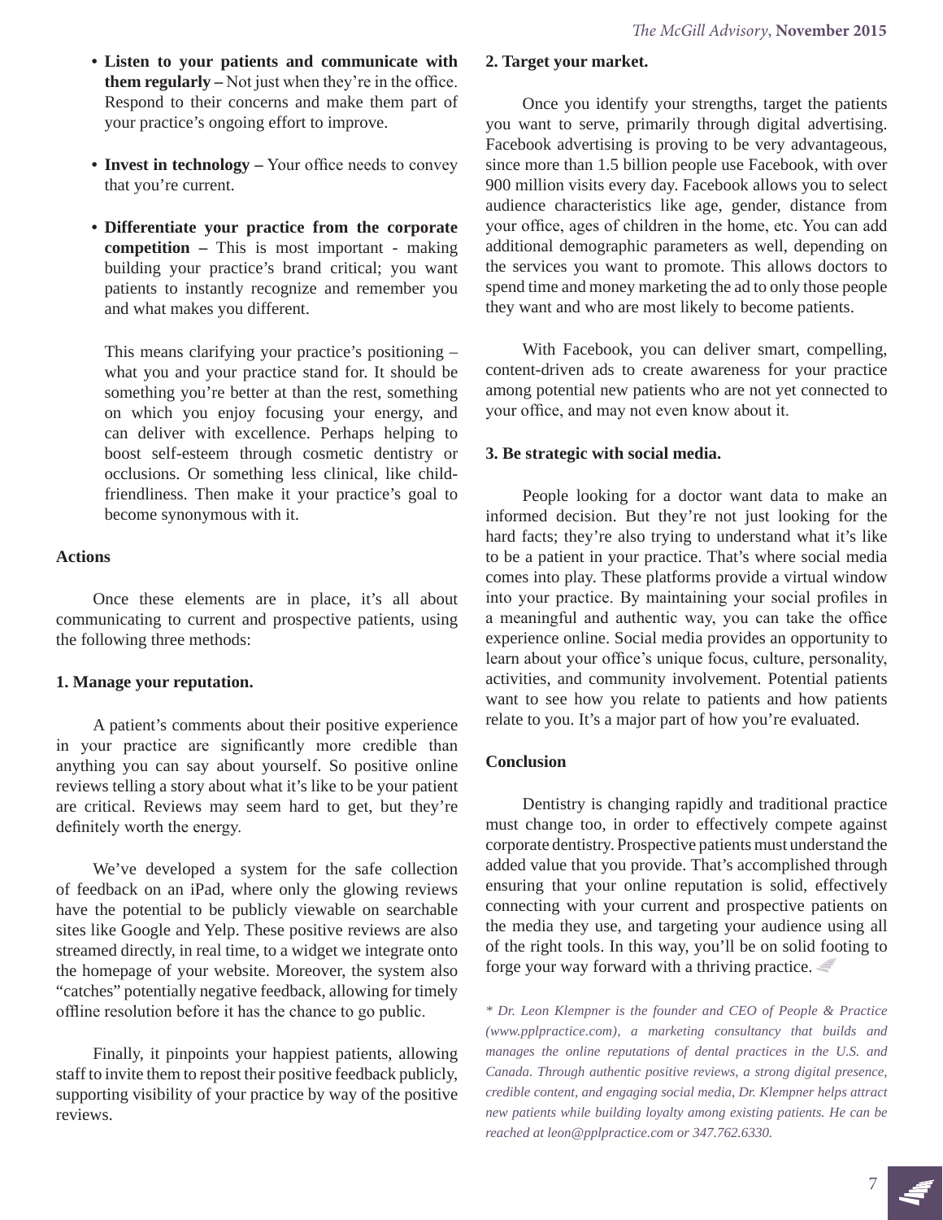- **Listen to your patients and communicate with them regularly –** Not just when they're in the office. Respond to their concerns and make them part of your practice's ongoing effort to improve.

- **Invest in technology –** Your office needs to convey that you're current.

- **Differentiate your practice from the corporate competition –** This is most important - making building your practice's brand critical; you want patients to instantly recognize and remember you and what makes you different.

  This means clarifying your practice's positioning – what you and your practice stand for. It should be something you're better at than the rest, something on which you enjoy focusing your energy, and can deliver with excellence. Perhaps helping to boost self-esteem through cosmetic dentistry or occlusions. Or something less clinical, like child-friendliness. Then make it your practice's goal to become synonymous with it.

**Actions**

Once these elements are in place, it's all about communicating to current and prospective patients, using the following three methods:

**1. Manage your reputation.**

A patient's comments about their positive experience in your practice are significantly more credible than anything you can say about yourself. So positive online reviews telling a story about what it's like to be your patient are critical. Reviews may seem hard to get, but they're definitely worth the energy.

We've developed a system for the safe collection of feedback on an iPad, where only the glowing reviews have the potential to be publicly viewable on searchable sites like Google and Yelp. These positive reviews are also streamed directly, in real time, to a widget we integrate onto the homepage of your website. Moreover, the system also "catches" potentially negative feedback, allowing for timely offline resolution before it has the chance to go public.

Finally, it pinpoints your happiest patients, allowing staff to invite them to repost their positive feedback publicly, supporting visibility of your practice by way of the positive reviews.

**2. Target your market.**

Once you identify your strengths, target the patients you want to serve, primarily through digital advertising. Facebook advertising is proving to be very advantageous, since more than 1.5 billion people use Facebook, with over 900 million visits every day. Facebook allows you to select audience characteristics like age, gender, distance from your office, ages of children in the home, etc. You can add additional demographic parameters as well, depending on the services you want to promote. This allows doctors to spend time and money marketing the ad to only those people they want and who are most likely to become patients.

With Facebook, you can deliver smart, compelling, content-driven ads to create awareness for your practice among potential new patients who are not yet connected to your office, and may not even know about it.

**3. Be strategic with social media.**

People looking for a doctor want data to make an informed decision. But they're not just looking for the hard facts; they're also trying to understand what it's like to be a patient in your practice. That's where social media comes into play. These platforms provide a virtual window into your practice. By maintaining your social profiles in a meaningful and authentic way, you can take the office experience online. Social media provides an opportunity to learn about your office's unique focus, culture, personality, activities, and community involvement. Potential patients want to see how you relate to patients and how patients relate to you. It's a major part of how you're evaluated.

**Conclusion**

Dentistry is changing rapidly and traditional practice must change too, in order to effectively compete against corporate dentistry. Prospective patients must understand the added value that you provide. That's accomplished through ensuring that your online reputation is solid, effectively connecting with your current and prospective patients on the media they use, and targeting your audience using all of the right tools. In this way, you'll be on solid footing to forge your way forward with a thriving practice.

*\* Dr. Leon Klempner is the founder and CEO of People & Practice (www.pplpractice.com), a marketing consultancy that builds and manages the online reputations of dental practices in the U.S. and Canada. Through authentic positive reviews, a strong digital presence, credible content, and engaging social media, Dr. Klempner helps attract new patients while building loyalty among existing patients. He can be reached at leon@pplpractice.com or 347.762.6330.*